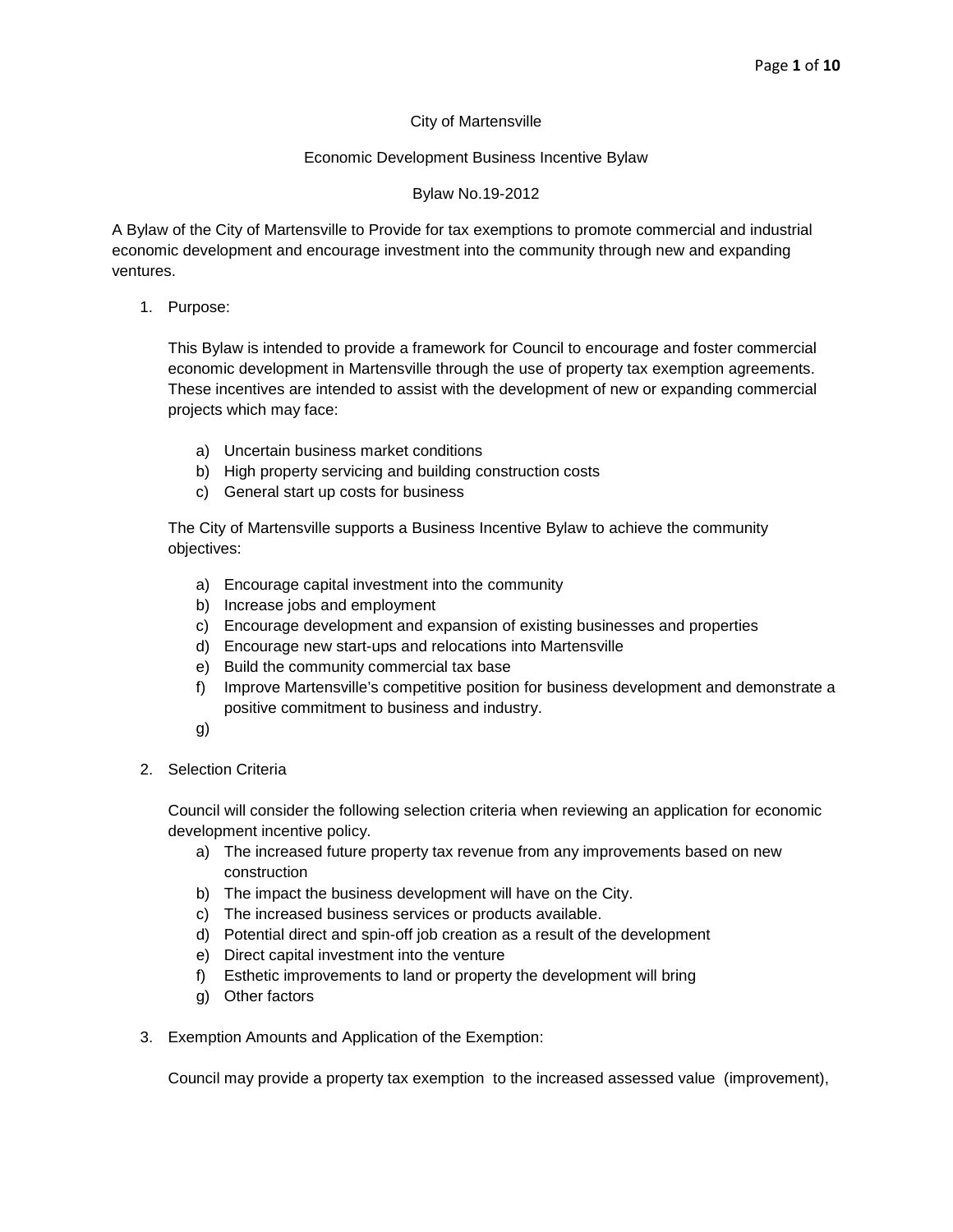City of Martensville

Economic Development Business Incentive Bylaw

Bylaw No.19-2012

A Bylaw of the City of Martensville to Provide for tax exemptions to promote commercial and industrial economic development and encourage investment into the community through new and expanding ventures.

1. Purpose:

   This Bylaw is intended to provide a framework for Council to encourage and foster commercial economic development in Martensville through the use of property tax exemption agreements. These incentives are intended to assist with the development of new or expanding commercial projects which may face:

   a) Uncertain business market conditions
   b) High property servicing and building construction costs
   c) General start up costs for business

   The City of Martensville supports a Business Incentive Bylaw to achieve the community objectives:

   a) Encourage capital investment into the community
   b) Increase jobs and employment
   c) Encourage development and expansion of existing businesses and properties
   d) Encourage new start-ups and relocations into Martensville
   e) Build the community commercial tax base
   f) Improve Martensville's competitive position for business development and demonstrate a positive commitment to business and industry.
   g)

2. Selection Criteria

   Council will consider the following selection criteria when reviewing an application for economic development incentive policy.

   a) The increased future property tax revenue from any improvements based on new construction
   b) The impact the business development will have on the City.
   c) The increased business services or products available.
   d) Potential direct and spin-off job creation as a result of the development
   e) Direct capital investment into the venture
   f) Esthetic improvements to land or property the development will bring
   g) Other factors

3. Exemption Amounts and Application of the Exemption:

   Council may provide a property tax exemption to the increased assessed value (improvement),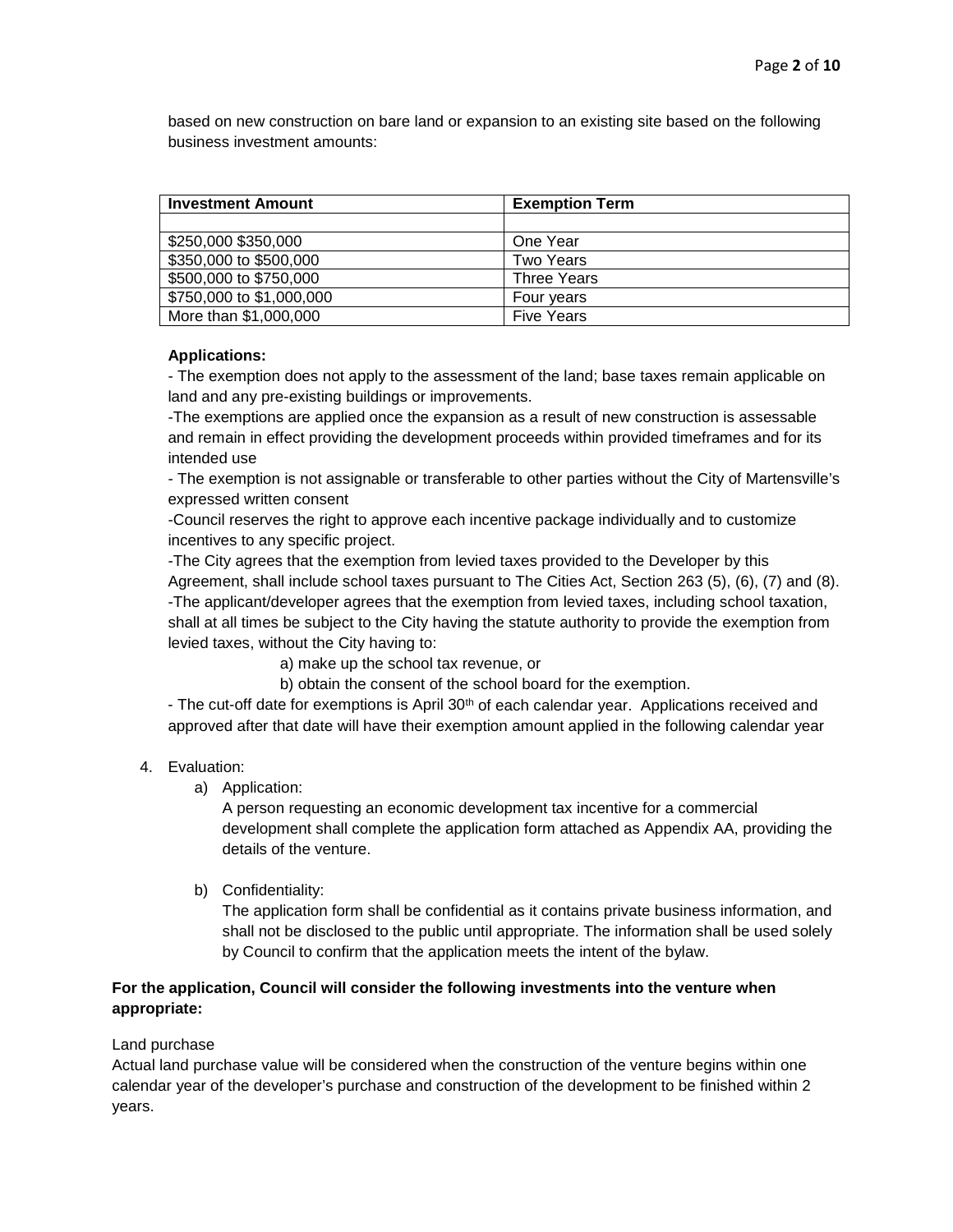based on new construction on bare land or expansion to an existing site based on the following business investment amounts:

| Investment Amount | Exemption Term |
| --- | --- |
| | |
| $250,000 $350,000 | One Year |
| $350,000 to $500,000 | Two Years |
| $500,000 to $750,000 | Three Years |
| $750,000 to $1,000,000 | Four years |
| More than $1,000,000 | Five Years |

**Applications:**

- The exemption does not apply to the assessment of the land; base taxes remain applicable on land and any pre-existing buildings or improvements.
-The exemptions are applied once the expansion as a result of new construction is assessable and remain in effect providing the development proceeds within provided timeframes and for its intended use
- The exemption is not assignable or transferable to other parties without the City of Martensville's expressed written consent
-Council reserves the right to approve each incentive package individually and to customize incentives to any specific project.
-The City agrees that the exemption from levied taxes provided to the Developer by this Agreement, shall include school taxes pursuant to The Cities Act, Section 263 (5), (6), (7) and (8).
-The applicant/developer agrees that the exemption from levied taxes, including school taxation, shall at all times be subject to the City having the statute authority to provide the exemption from levied taxes, without the City having to:

a) make up the school tax revenue, or

b) obtain the consent of the school board for the exemption.

- The cut-off date for exemptions is April 30th of each calendar year. Applications received and approved after that date will have their exemption amount applied in the following calendar year

4. Evaluation:
   a) Application:
   A person requesting an economic development tax incentive for a commercial development shall complete the application form attached as Appendix AA, providing the details of the venture.

   b) Confidentiality:
   The application form shall be confidential as it contains private business information, and shall not be disclosed to the public until appropriate. The information shall be used solely by Council to confirm that the application meets the intent of the bylaw.

**For the application, Council will consider the following investments into the venture when appropriate:**

Land purchase

Actual land purchase value will be considered when the construction of the venture begins within one calendar year of the developer's purchase and construction of the development to be finished within 2 years.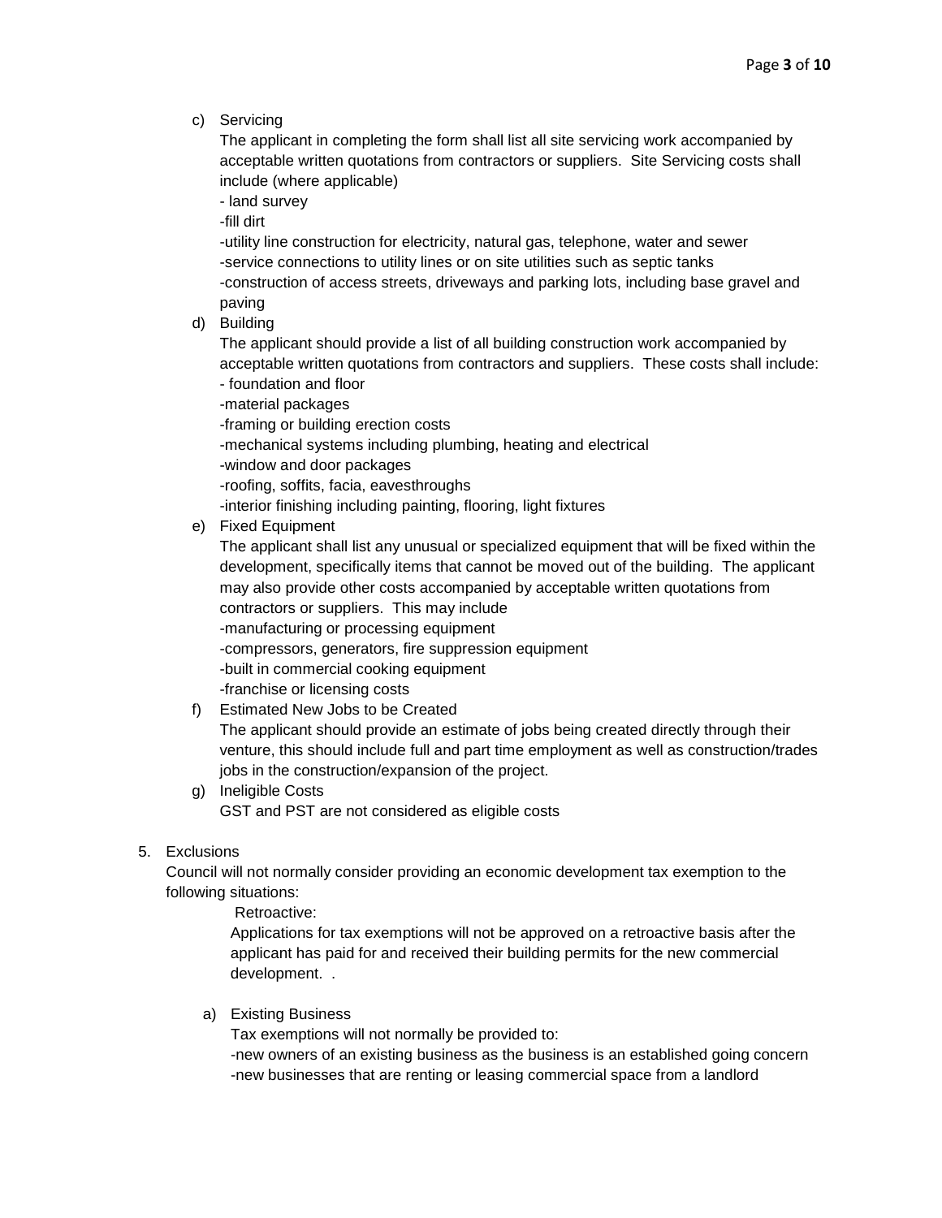c) Servicing

   The applicant in completing the form shall list all site servicing work accompanied by acceptable written quotations from contractors or suppliers. Site Servicing costs shall include (where applicable)

   - land survey
   - fill dirt
   - utility line construction for electricity, natural gas, telephone, water and sewer
   - service connections to utility lines or on site utilities such as septic tanks
   - construction of access streets, driveways and parking lots, including base gravel and paving

d) Building

   The applicant should provide a list of all building construction work accompanied by acceptable written quotations from contractors and suppliers. These costs shall include:

   - foundation and floor
   - material packages
   - framing or building erection costs
   - mechanical systems including plumbing, heating and electrical
   - window and door packages
   - roofing, soffits, facia, eavesthroughs
   - interior finishing including painting, flooring, light fixtures

e) Fixed Equipment

   The applicant shall list any unusual or specialized equipment that will be fixed within the development, specifically items that cannot be moved out of the building. The applicant may also provide other costs accompanied by acceptable written quotations from contractors or suppliers. This may include

   - manufacturing or processing equipment
   - compressors, generators, fire suppression equipment
   - built in commercial cooking equipment
   - franchise or licensing costs

f) Estimated New Jobs to be Created

   The applicant should provide an estimate of jobs being created directly through their venture, this should include full and part time employment as well as construction/trades jobs in the construction/expansion of the project.

g) Ineligible Costs

   GST and PST are not considered as eligible costs

5. Exclusions

   Council will not normally consider providing an economic development tax exemption to the following situations:

   Retroactive:

   Applications for tax exemptions will not be approved on a retroactive basis after the applicant has paid for and received their building permits for the new commercial development. .

   a) Existing Business

      Tax exemptions will not normally be provided to:

      - new owners of an existing business as the business is an established going concern
      - new businesses that are renting or leasing commercial space from a landlord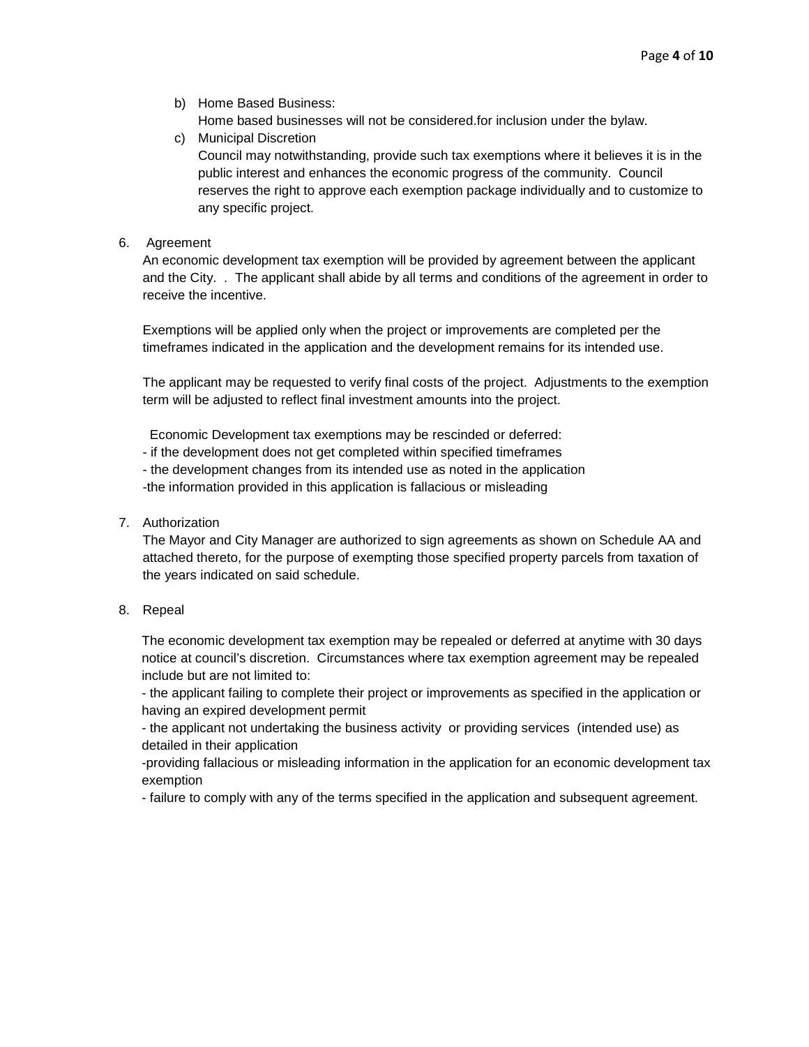b) Home Based Business:
   Home based businesses will not be considered.for inclusion under the bylaw.

c) Municipal Discretion
   Council may notwithstanding, provide such tax exemptions where it believes it is in the public interest and enhances the economic progress of the community. Council reserves the right to approve each exemption package individually and to customize to any specific project.

6. Agreement

An economic development tax exemption will be provided by agreement between the applicant and the City. . The applicant shall abide by all terms and conditions of the agreement in order to receive the incentive.

Exemptions will be applied only when the project or improvements are completed per the timeframes indicated in the application and the development remains for its intended use.

The applicant may be requested to verify final costs of the project. Adjustments to the exemption term will be adjusted to reflect final investment amounts into the project.

Economic Development tax exemptions may be rescinded or deferred:
- if the development does not get completed within specified timeframes
- the development changes from its intended use as noted in the application
- the information provided in this application is fallacious or misleading

7. Authorization

The Mayor and City Manager are authorized to sign agreements as shown on Schedule AA and attached thereto, for the purpose of exempting those specified property parcels from taxation of the years indicated on said schedule.

8. Repeal

The economic development tax exemption may be repealed or deferred at anytime with 30 days notice at council's discretion. Circumstances where tax exemption agreement may be repealed include but are not limited to:
- the applicant failing to complete their project or improvements as specified in the application or having an expired development permit
- the applicant not undertaking the business activity or providing services (intended use) as detailed in their application
- providing fallacious or misleading information in the application for an economic development tax exemption
- failure to comply with any of the terms specified in the application and subsequent agreement.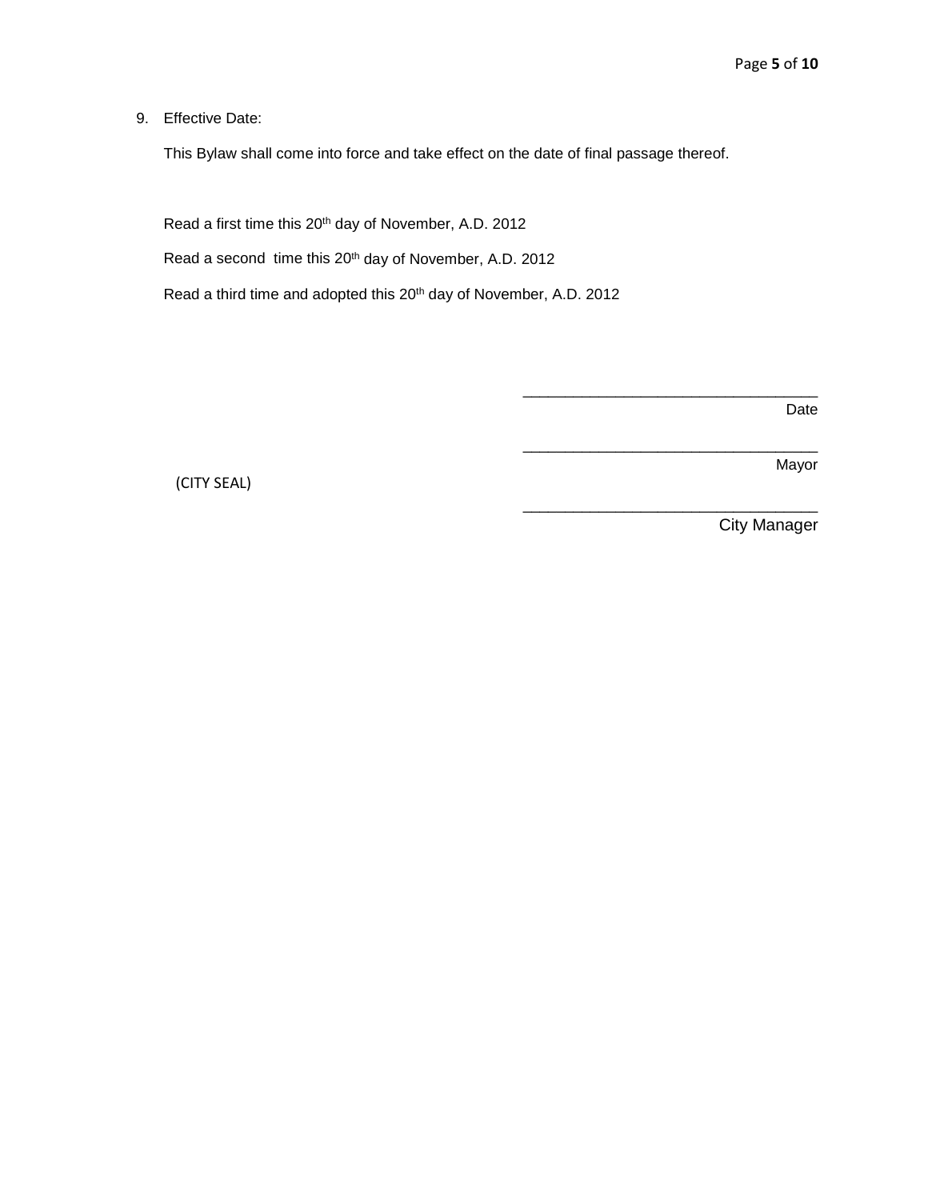9. Effective Date:

   This Bylaw shall come into force and take effect on the date of final passage thereof.

Read a first time this 20th day of November, A.D. 2012

Read a second time this 20th day of November, A.D. 2012

Read a third time and adopted this 20th day of November, A.D. 2012

\_\_\_\_\_\_\_\_\_\_\_\_\_\_\_\_\_\_\_\_\_\_\_\_\_\_\_\_\_\_\_\_\_\_\_\_

Date

\_\_\_\_\_\_\_\_\_\_\_\_\_\_\_\_\_\_\_\_\_\_\_\_\_\_\_\_\_\_\_\_\_\_\_\_

Mayor

(CITY SEAL)

\_\_\_\_\_\_\_\_\_\_\_\_\_\_\_\_\_\_\_\_\_\_\_\_\_\_\_\_\_\_\_\_\_\_\_\_

City Manager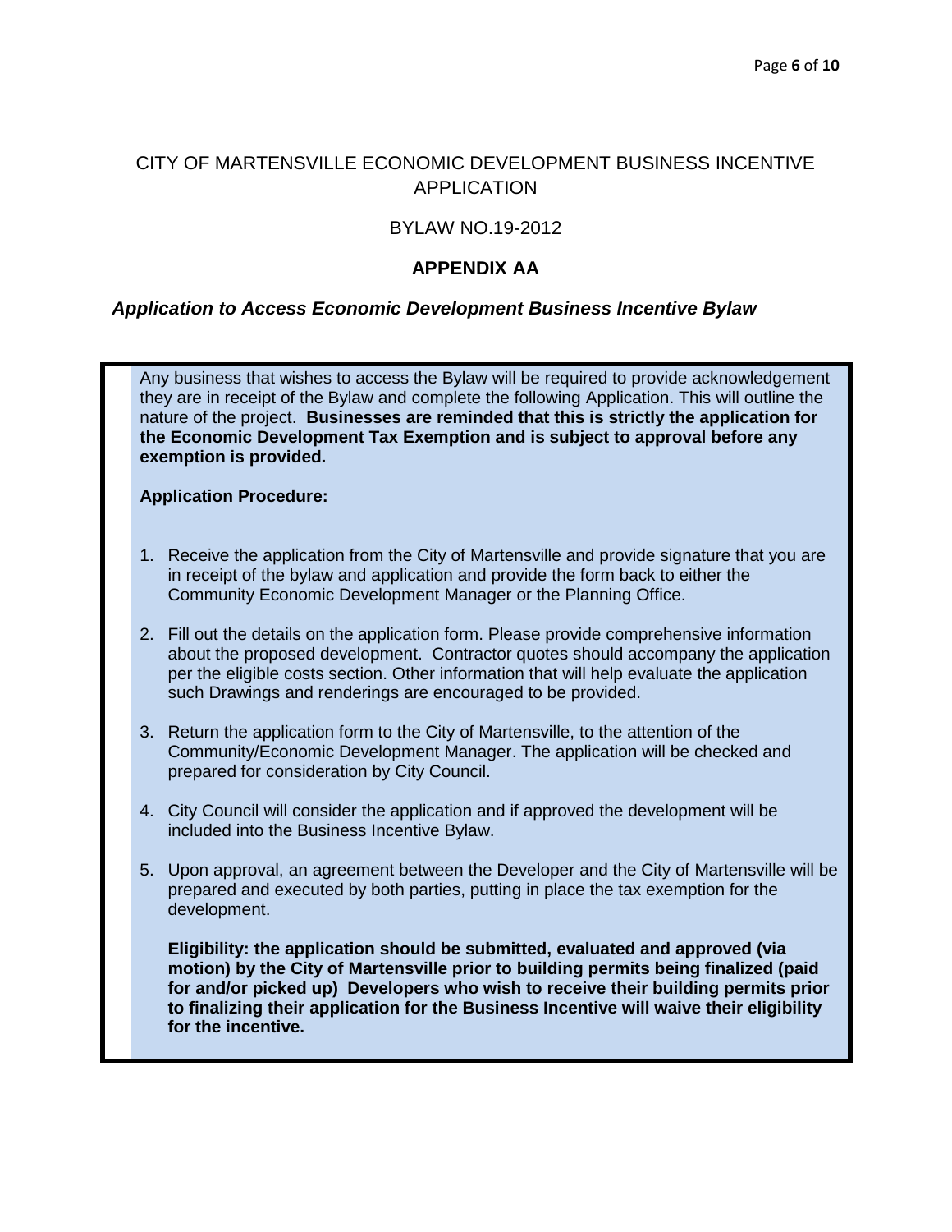CITY OF MARTENSVILLE ECONOMIC DEVELOPMENT BUSINESS INCENTIVE APPLICATION

BYLAW NO.19-2012

## APPENDIX AA

***Application to Access Economic Development Business Incentive Bylaw***

Any business that wishes to access the Bylaw will be required to provide acknowledgement they are in receipt of the Bylaw and complete the following Application. This will outline the nature of the project. **Businesses are reminded that this is strictly the application for the Economic Development Tax Exemption and is subject to approval before any exemption is provided.**

**Application Procedure:**

1. Receive the application from the City of Martensville and provide signature that you are in receipt of the bylaw and application and provide the form back to either the Community Economic Development Manager or the Planning Office.

2. Fill out the details on the application form. Please provide comprehensive information about the proposed development. Contractor quotes should accompany the application per the eligible costs section. Other information that will help evaluate the application such Drawings and renderings are encouraged to be provided.

3. Return the application form to the City of Martensville, to the attention of the Community/Economic Development Manager. The application will be checked and prepared for consideration by City Council.

4. City Council will consider the application and if approved the development will be included into the Business Incentive Bylaw.

5. Upon approval, an agreement between the Developer and the City of Martensville will be prepared and executed by both parties, putting in place the tax exemption for the development.

   **Eligibility: the application should be submitted, evaluated and approved (via motion) by the City of Martensville prior to building permits being finalized (paid for and/or picked up) Developers who wish to receive their building permits prior to finalizing their application for the Business Incentive will waive their eligibility for the incentive.**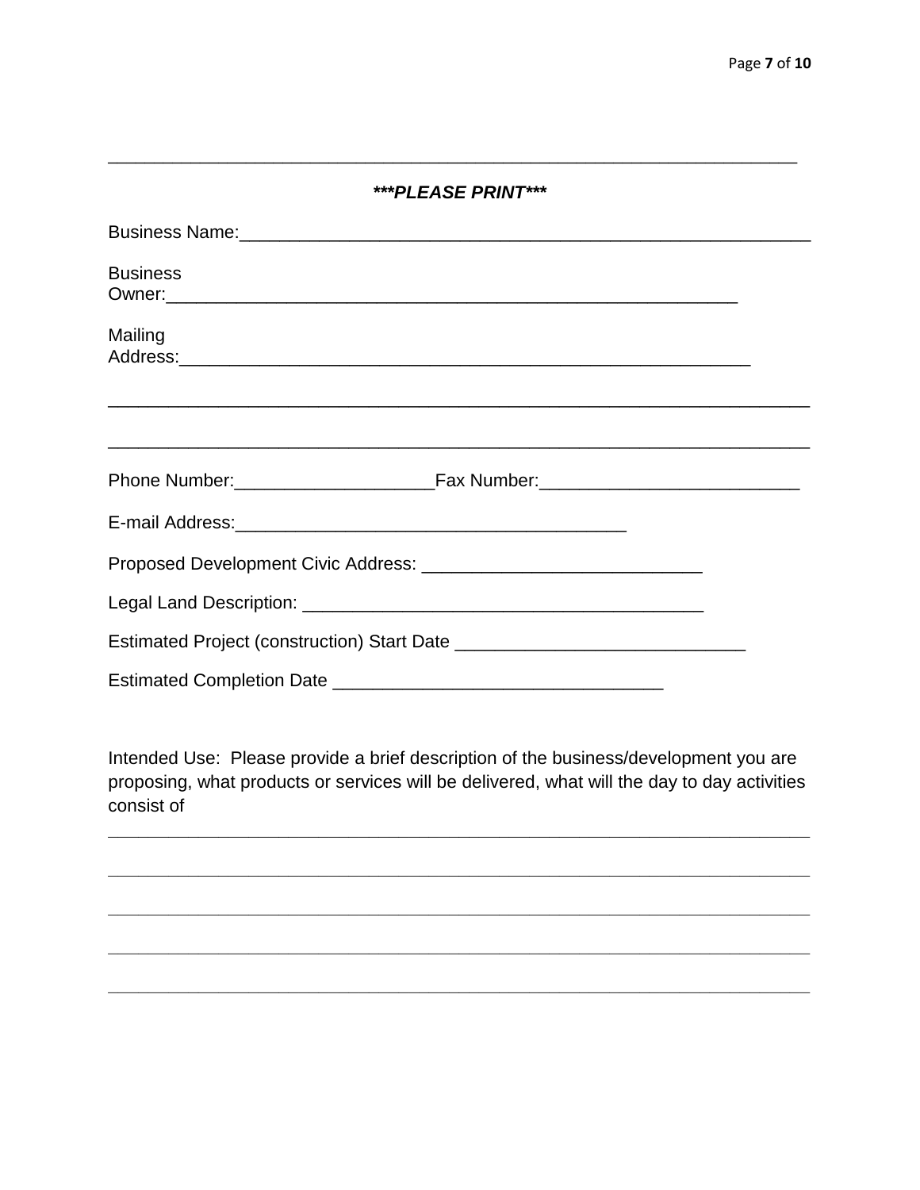______________________________________________________________________

***PLEASE PRINT***

Business Name:____________________________________________________________

Business Owner:________________________________________________________

Mailing Address:________________________________________________________

______________________________________________________________________

______________________________________________________________________

Phone Number:____________________Fax Number:__________________________

E-mail Address:_______________________________________

Proposed Development Civic Address: ___________________________

Legal Land Description: ________________________________________

Estimated Project (construction) Start Date ____________________________

Estimated Completion Date ________________________________

Intended Use: Please provide a brief description of the business/development you are proposing, what products or services will be delivered, what will the day to day activities consist of

______________________________________________________________________

______________________________________________________________________

______________________________________________________________________

______________________________________________________________________

______________________________________________________________________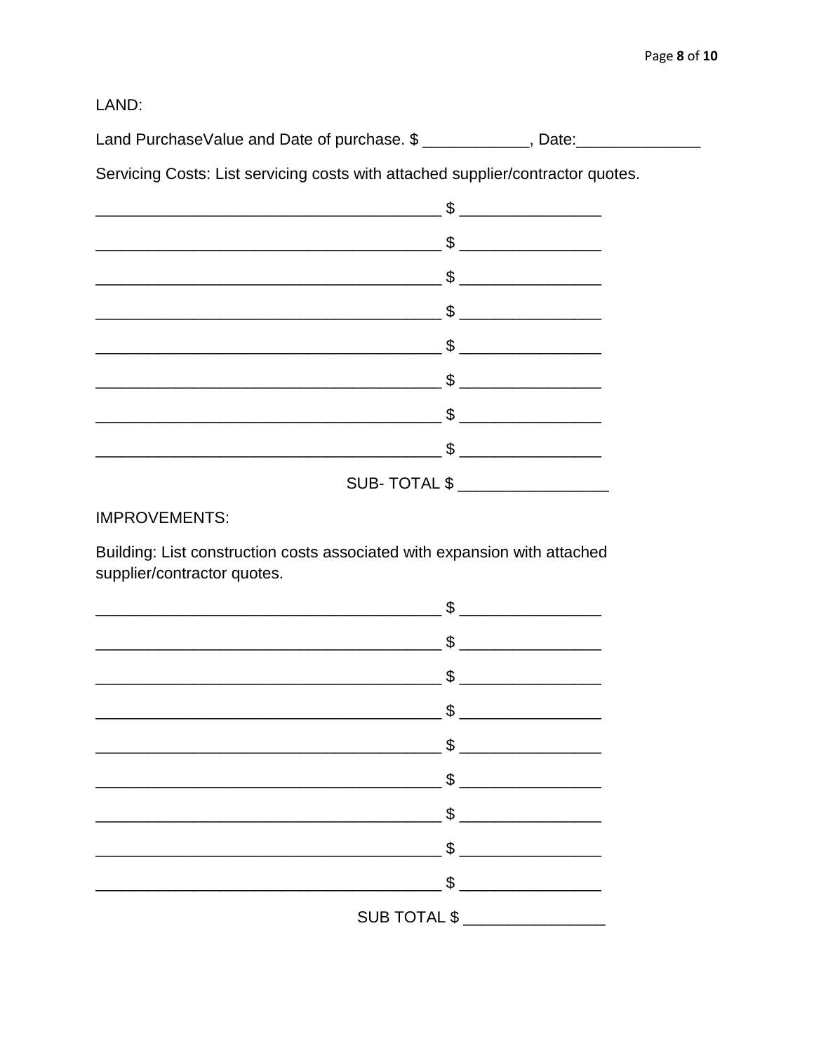LAND:

Land PurchaseValue and Date of purchase. $ ____________, Date:______________

Servicing Costs: List servicing costs with attached supplier/contractor quotes.

________________________________________ $ ________________

________________________________________ $ ________________

________________________________________ $ ________________

________________________________________ $ ________________

________________________________________ $ ________________

________________________________________ $ ________________

________________________________________ $ ________________

________________________________________ $ ________________

SUB- TOTAL $ _________________

IMPROVEMENTS:

Building: List construction costs associated with expansion with attached supplier/contractor quotes.

________________________________________ $ ________________

________________________________________ $ ________________

________________________________________ $ ________________

________________________________________ $ ________________

________________________________________ $ ________________

________________________________________ $ ________________

________________________________________ $ ________________

________________________________________ $ ________________

________________________________________ $ ________________

SUB TOTAL $ ________________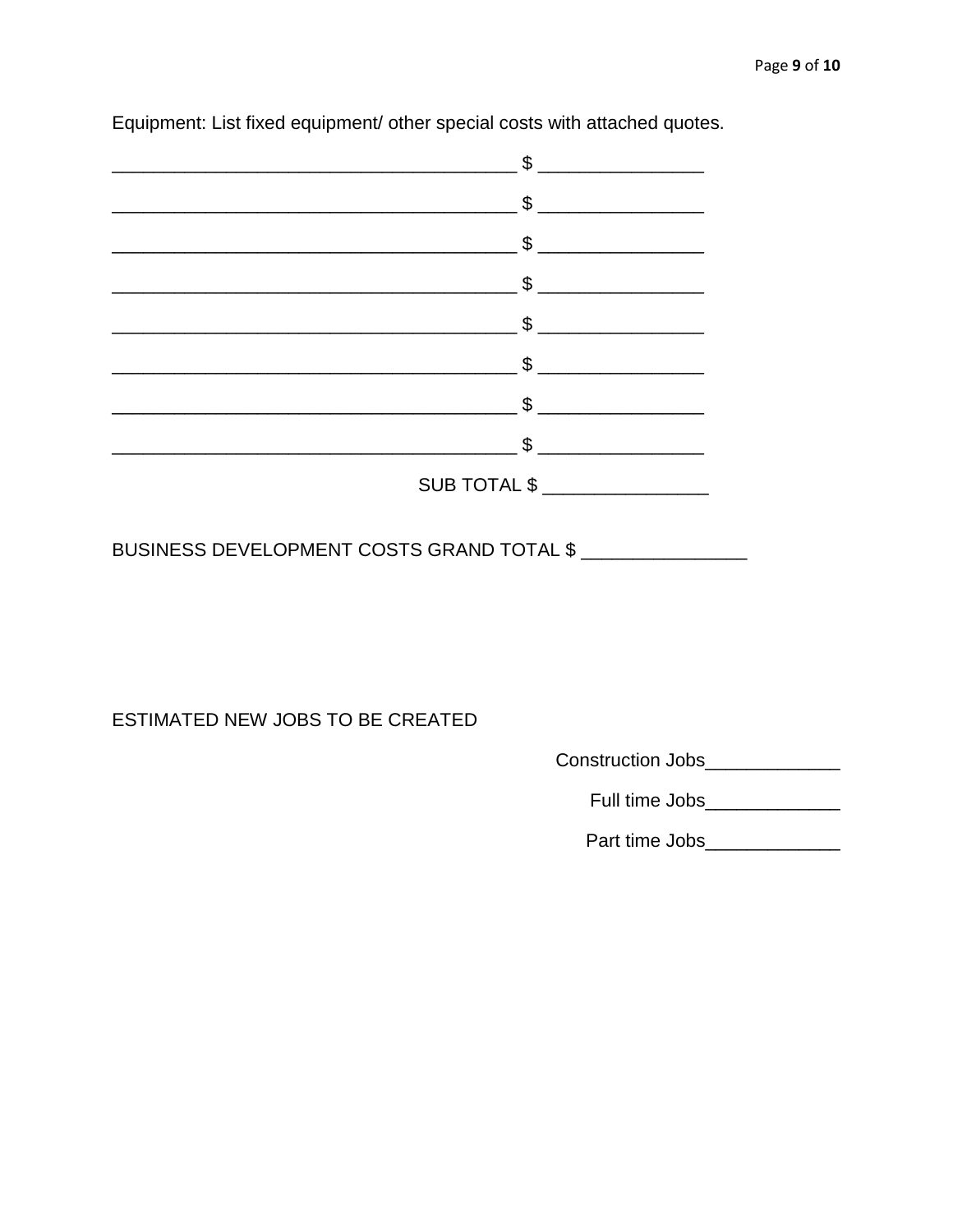Equipment: List fixed equipment/ other special costs with attached quotes.

_______________________________________ $ _______________

_______________________________________ $ _______________

_______________________________________ $ _______________

_______________________________________ $ _______________

_______________________________________ $ _______________

_______________________________________ $ _______________

_______________________________________ $ _______________

_______________________________________ $ _______________

SUB TOTAL $ _______________

BUSINESS DEVELOPMENT COSTS GRAND TOTAL $ _______________

ESTIMATED NEW JOBS TO BE CREATED

Construction Jobs_____________

Full time Jobs_____________

Part time Jobs_____________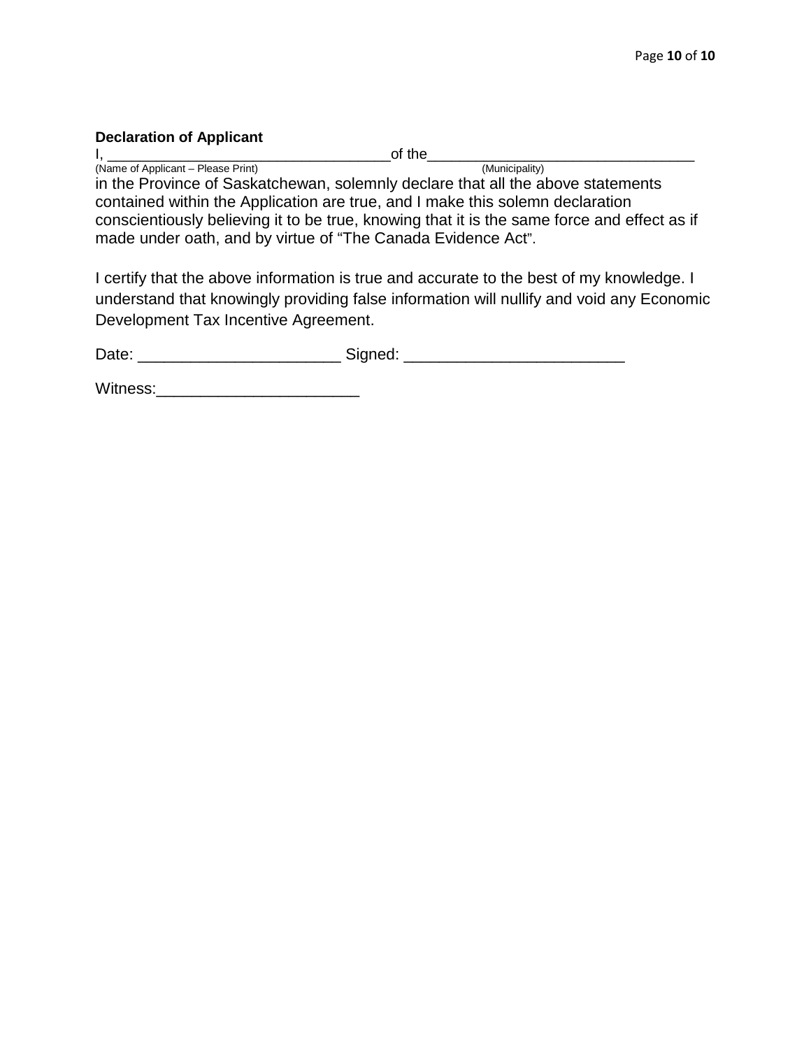**Declaration of Applicant**

I, _________________________________of the_______________________________
(Name of Applicant – Please Print) (Municipality)

in the Province of Saskatchewan, solemnly declare that all the above statements contained within the Application are true, and I make this solemn declaration conscientiously believing it to be true, knowing that it is the same force and effect as if made under oath, and by virtue of "The Canada Evidence Act".

I certify that the above information is true and accurate to the best of my knowledge. I understand that knowingly providing false information will nullify and void any Economic Development Tax Incentive Agreement.

Date: ______________________ Signed: ________________________

Witness:______________________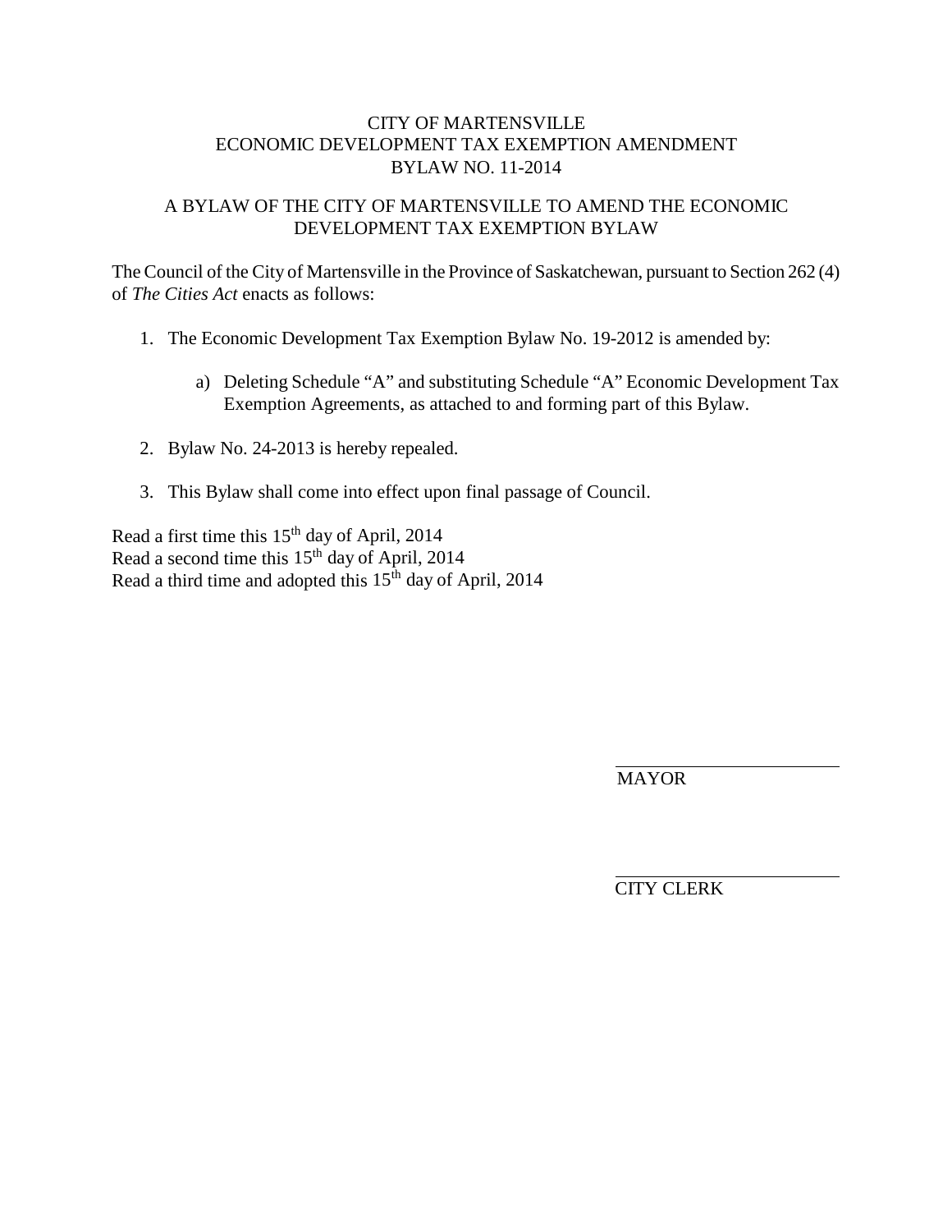# CITY OF MARTENSVILLE
# ECONOMIC DEVELOPMENT TAX EXEMPTION AMENDMENT
# BYLAW NO. 11-2014

## A BYLAW OF THE CITY OF MARTENSVILLE TO AMEND THE ECONOMIC DEVELOPMENT TAX EXEMPTION BYLAW

The Council of the City of Martensville in the Province of Saskatchewan, pursuant to Section 262 (4) of *The Cities Act* enacts as follows:

1. The Economic Development Tax Exemption Bylaw No. 19-2012 is amended by:

   a) Deleting Schedule "A" and substituting Schedule "A" Economic Development Tax Exemption Agreements, as attached to and forming part of this Bylaw.

2. Bylaw No. 24-2013 is hereby repealed.

3. This Bylaw shall come into effect upon final passage of Council.

Read a first time this 15th day of April, 2014
Read a second time this 15th day of April, 2014
Read a third time and adopted this 15th day of April, 2014

MAYOR

CITY CLERK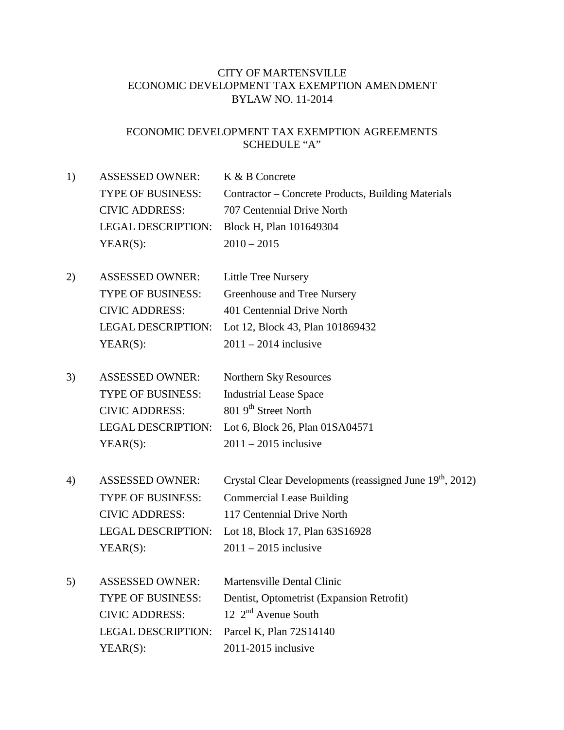CITY OF MARTENSVILLE
ECONOMIC DEVELOPMENT TAX EXEMPTION AMENDMENT
BYLAW NO. 11-2014

ECONOMIC DEVELOPMENT TAX EXEMPTION AGREEMENTS
SCHEDULE "A"

1) ASSESSED OWNER: K & B Concrete
TYPE OF BUSINESS: Contractor – Concrete Products, Building Materials
CIVIC ADDRESS: 707 Centennial Drive North
LEGAL DESCRIPTION: Block H, Plan 101649304
YEAR(S): 2010 – 2015

2) ASSESSED OWNER: Little Tree Nursery
TYPE OF BUSINESS: Greenhouse and Tree Nursery
CIVIC ADDRESS: 401 Centennial Drive North
LEGAL DESCRIPTION: Lot 12, Block 43, Plan 101869432
YEAR(S): 2011 – 2014 inclusive

3) ASSESSED OWNER: Northern Sky Resources
TYPE OF BUSINESS: Industrial Lease Space
CIVIC ADDRESS: 801 9th Street North
LEGAL DESCRIPTION: Lot 6, Block 26, Plan 01SA04571
YEAR(S): 2011 – 2015 inclusive

4) ASSESSED OWNER: Crystal Clear Developments (reassigned June 19th, 2012)
TYPE OF BUSINESS: Commercial Lease Building
CIVIC ADDRESS: 117 Centennial Drive North
LEGAL DESCRIPTION: Lot 18, Block 17, Plan 63S16928
YEAR(S): 2011 – 2015 inclusive

5) ASSESSED OWNER: Martensville Dental Clinic
TYPE OF BUSINESS: Dentist, Optometrist (Expansion Retrofit)
CIVIC ADDRESS: 12 2nd Avenue South
LEGAL DESCRIPTION: Parcel K, Plan 72S14140
YEAR(S): 2011-2015 inclusive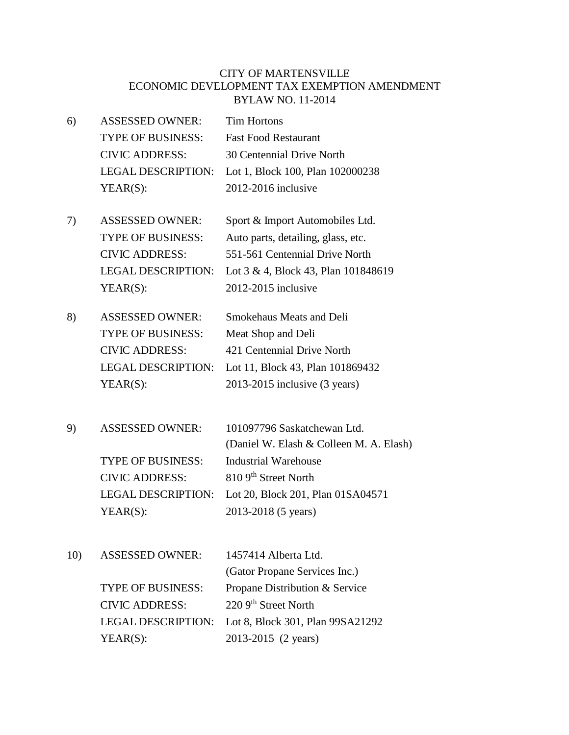CITY OF MARTENSVILLE
ECONOMIC DEVELOPMENT TAX EXEMPTION AMENDMENT
BYLAW NO. 11-2014

6) ASSESSED OWNER: Tim Hortons
TYPE OF BUSINESS: Fast Food Restaurant
CIVIC ADDRESS: 30 Centennial Drive North
LEGAL DESCRIPTION: Lot 1, Block 100, Plan 102000238
YEAR(S): 2012-2016 inclusive

7) ASSESSED OWNER: Sport & Import Automobiles Ltd.
TYPE OF BUSINESS: Auto parts, detailing, glass, etc.
CIVIC ADDRESS: 551-561 Centennial Drive North
LEGAL DESCRIPTION: Lot 3 & 4, Block 43, Plan 101848619
YEAR(S): 2012-2015 inclusive

8) ASSESSED OWNER: Smokehaus Meats and Deli
TYPE OF BUSINESS: Meat Shop and Deli
CIVIC ADDRESS: 421 Centennial Drive North
LEGAL DESCRIPTION: Lot 11, Block 43, Plan 101869432
YEAR(S): 2013-2015 inclusive (3 years)

9) ASSESSED OWNER: 101097796 Saskatchewan Ltd.
(Daniel W. Elash & Colleen M. A. Elash)
TYPE OF BUSINESS: Industrial Warehouse
CIVIC ADDRESS: 810 9th Street North
LEGAL DESCRIPTION: Lot 20, Block 201, Plan 01SA04571
YEAR(S): 2013-2018 (5 years)

10) ASSESSED OWNER: 1457414 Alberta Ltd.
(Gator Propane Services Inc.)
TYPE OF BUSINESS: Propane Distribution & Service
CIVIC ADDRESS: 220 9th Street North
LEGAL DESCRIPTION: Lot 8, Block 301, Plan 99SA21292
YEAR(S): 2013-2015 (2 years)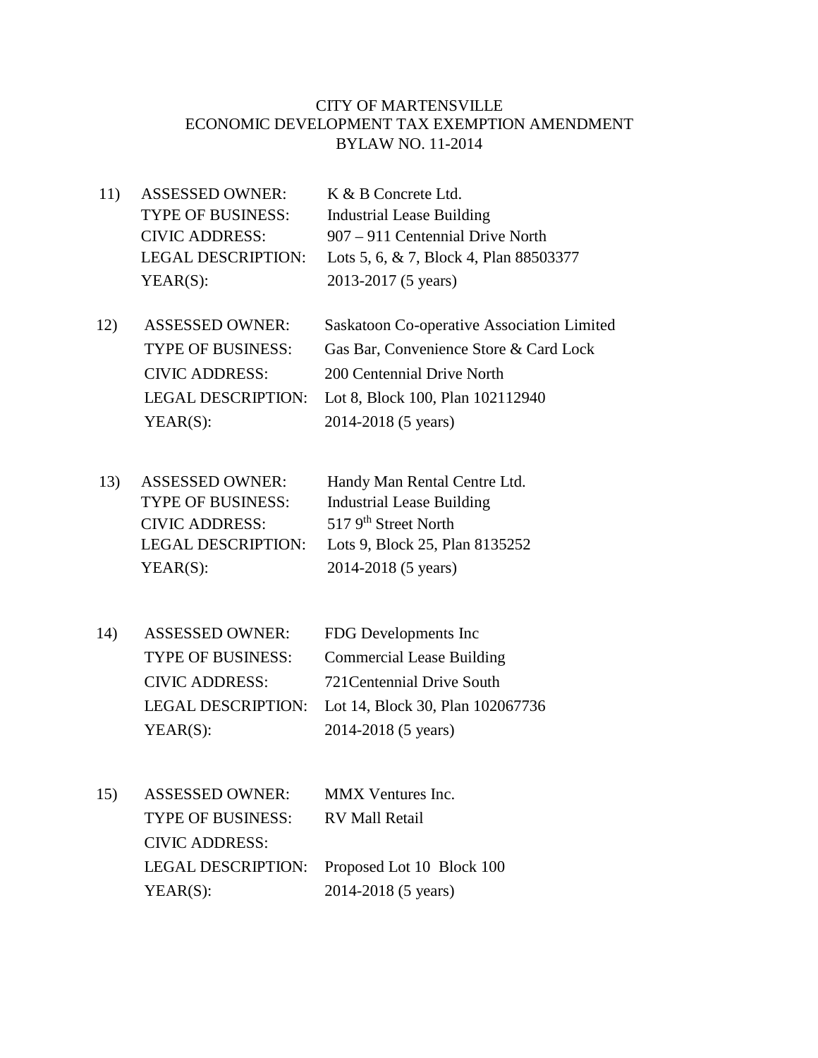CITY OF MARTENSVILLE
ECONOMIC DEVELOPMENT TAX EXEMPTION AMENDMENT
BYLAW NO. 11-2014

11) ASSESSED OWNER: K & B Concrete Ltd.
TYPE OF BUSINESS: Industrial Lease Building
CIVIC ADDRESS: 907 – 911 Centennial Drive North
LEGAL DESCRIPTION: Lots 5, 6, & 7, Block 4, Plan 88503377
YEAR(S): 2013-2017 (5 years)

12) ASSESSED OWNER: Saskatoon Co-operative Association Limited
TYPE OF BUSINESS: Gas Bar, Convenience Store & Card Lock
CIVIC ADDRESS: 200 Centennial Drive North
LEGAL DESCRIPTION: Lot 8, Block 100, Plan 102112940
YEAR(S): 2014-2018 (5 years)

13) ASSESSED OWNER: Handy Man Rental Centre Ltd.
TYPE OF BUSINESS: Industrial Lease Building
CIVIC ADDRESS: 517 9th Street North
LEGAL DESCRIPTION: Lots 9, Block 25, Plan 8135252
YEAR(S): 2014-2018 (5 years)

14) ASSESSED OWNER: FDG Developments Inc
TYPE OF BUSINESS: Commercial Lease Building
CIVIC ADDRESS: 721Centennial Drive South
LEGAL DESCRIPTION: Lot 14, Block 30, Plan 102067736
YEAR(S): 2014-2018 (5 years)

15) ASSESSED OWNER: MMX Ventures Inc.
TYPE OF BUSINESS: RV Mall Retail
CIVIC ADDRESS:
LEGAL DESCRIPTION: Proposed Lot 10 Block 100
YEAR(S): 2014-2018 (5 years)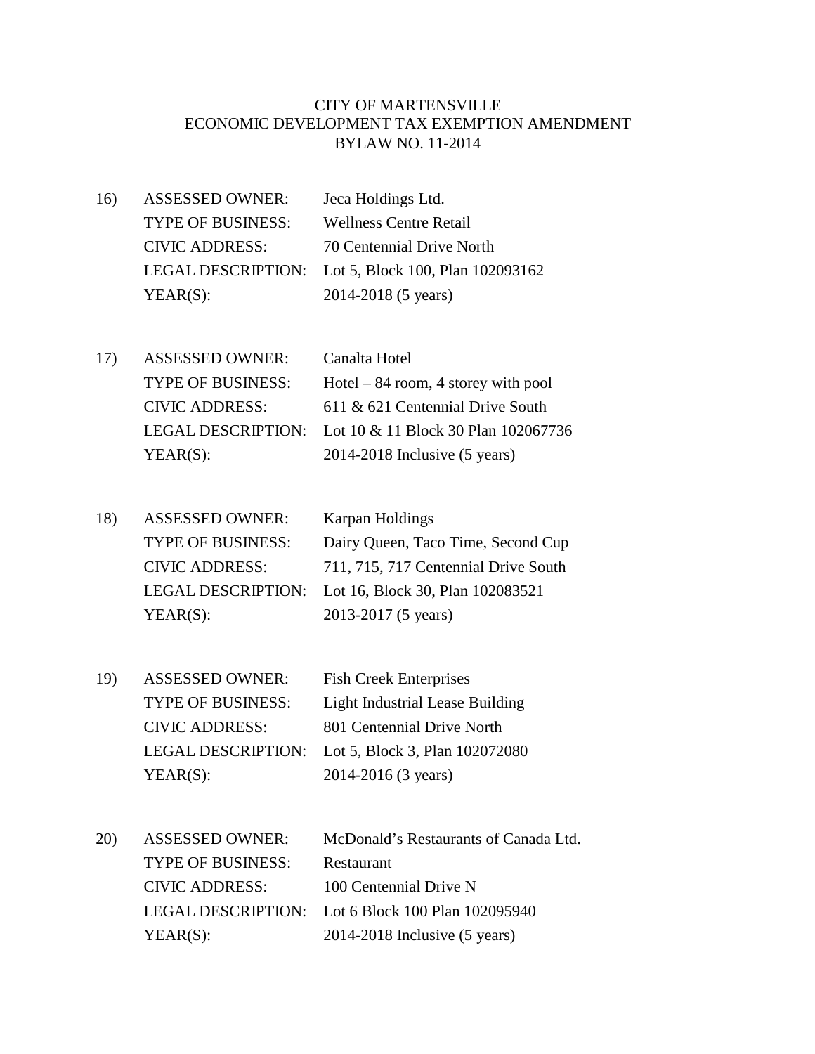CITY OF MARTENSVILLE
ECONOMIC DEVELOPMENT TAX EXEMPTION AMENDMENT
BYLAW NO. 11-2014

16) ASSESSED OWNER: Jeca Holdings Ltd.
TYPE OF BUSINESS: Wellness Centre Retail
CIVIC ADDRESS: 70 Centennial Drive North
LEGAL DESCRIPTION: Lot 5, Block 100, Plan 102093162
YEAR(S): 2014-2018 (5 years)

17) ASSESSED OWNER: Canalta Hotel
TYPE OF BUSINESS: Hotel – 84 room, 4 storey with pool
CIVIC ADDRESS: 611 & 621 Centennial Drive South
LEGAL DESCRIPTION: Lot 10 & 11 Block 30 Plan 102067736
YEAR(S): 2014-2018 Inclusive (5 years)

18) ASSESSED OWNER: Karpan Holdings
TYPE OF BUSINESS: Dairy Queen, Taco Time, Second Cup
CIVIC ADDRESS: 711, 715, 717 Centennial Drive South
LEGAL DESCRIPTION: Lot 16, Block 30, Plan 102083521
YEAR(S): 2013-2017 (5 years)

19) ASSESSED OWNER: Fish Creek Enterprises
TYPE OF BUSINESS: Light Industrial Lease Building
CIVIC ADDRESS: 801 Centennial Drive North
LEGAL DESCRIPTION: Lot 5, Block 3, Plan 102072080
YEAR(S): 2014-2016 (3 years)

20) ASSESSED OWNER: McDonald's Restaurants of Canada Ltd.
TYPE OF BUSINESS: Restaurant
CIVIC ADDRESS: 100 Centennial Drive N
LEGAL DESCRIPTION: Lot 6 Block 100 Plan 102095940
YEAR(S): 2014-2018 Inclusive (5 years)